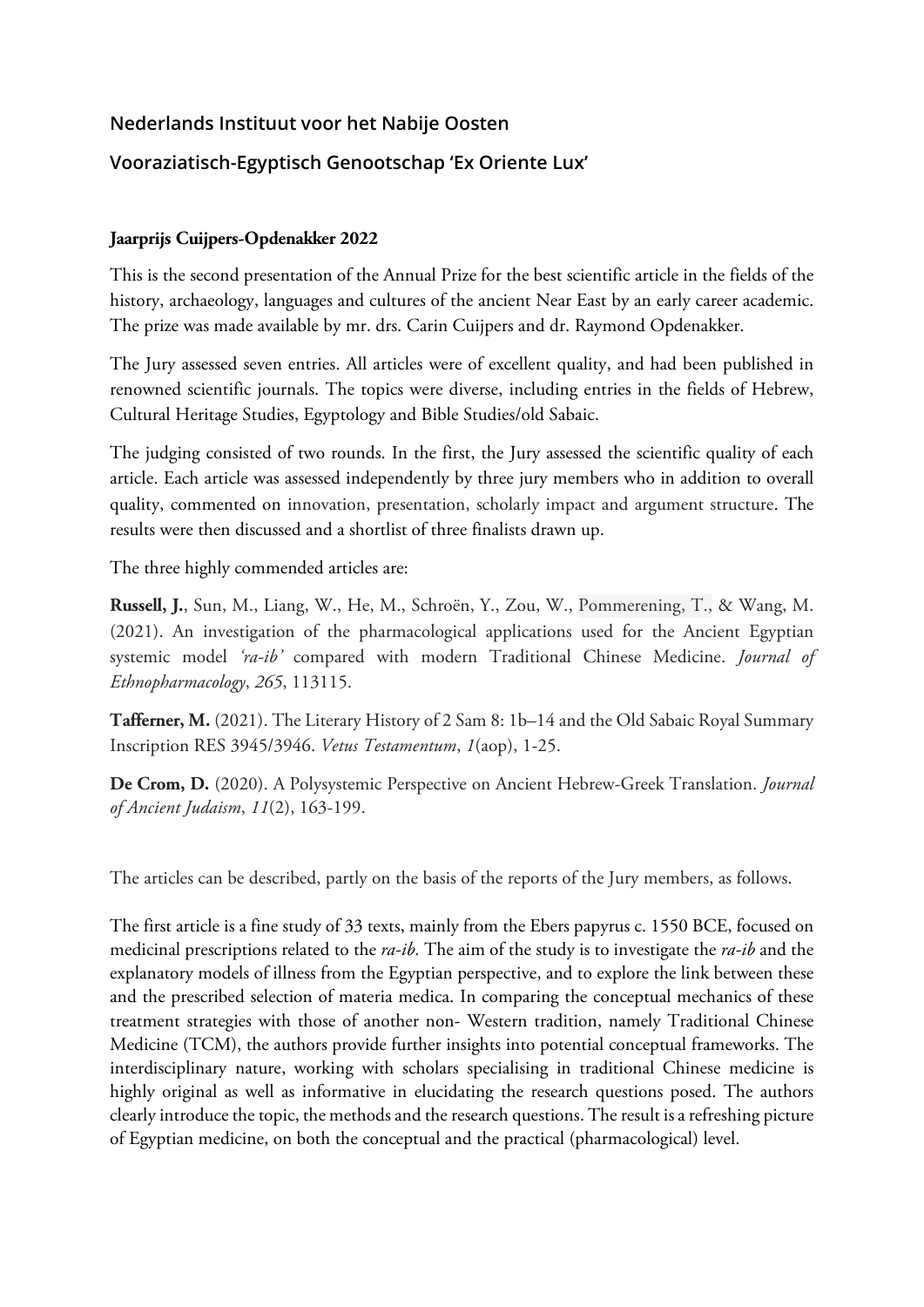## Nederlands Instituut voor het Nabije Oosten

## Vooraziatisch-Egyptisch Genootschap 'Ex Oriente Lux'

### Jaarprijs Cuijpers-Opdenakker 2022

This is the second presentation of the Annual Prize for the best scientific article in the fields of the history, archaeology, languages and cultures of the ancient Near East by an early career academic. The prize was made available by mr. drs. Carin Cuijpers and dr. Raymond Opdenakker.

The Jury assessed seven entries. All articles were of excellent quality, and had been published in renowned scientific journals. The topics were diverse, including entries in the fields of Hebrew, Cultural Heritage Studies, Egyptology and Bible Studies/old Sabaic.

The judging consisted of two rounds. In the first, the Jury assessed the scientific quality of each article. Each article was assessed independently by three jury members who in addition to overall quality, commented on innovation, presentation, scholarly impact and argument structure. The results were then discussed and a shortlist of three finalists drawn up.

The three highly commended articles are:

**Russell, J.**, Sun, M., Liang, W., He, M., Schroën, Y., Zou, W., Pommerening, T., & Wang, M. (2021). An investigation of the pharmacological applications used for the Ancient Egyptian systemic model *'ra-ib'* compared with modern Traditional Chinese Medicine. *Journal of Ethnopharmacology*, *265*, 113115.

**Tafferner, M.** (2021). The Literary History of 2 Sam 8: 1b–14 and the Old Sabaic Royal Summary Inscription RES 3945/3946. *Vetus Testamentum*, *1*(aop), 1-25.

**De Crom, D.** (2020). A Polysystemic Perspective on Ancient Hebrew-Greek Translation. *Journal of Ancient Judaism*, *11*(2), 163-199.

The articles can be described, partly on the basis of the reports of the Jury members, as follows.

The first article is a fine study of 33 texts, mainly from the Ebers papyrus c. 1550 BCE, focused on medicinal prescriptions related to the *ra-ib.* The aim of the study is to investigate the *ra-ib* and the explanatory models of illness from the Egyptian perspective, and to explore the link between these and the prescribed selection of materia medica. In comparing the conceptual mechanics of these treatment strategies with those of another non- Western tradition, namely Traditional Chinese Medicine (TCM), the authors provide further insights into potential conceptual frameworks. The interdisciplinary nature, working with scholars specialising in traditional Chinese medicine is highly original as well as informative in elucidating the research questions posed. The authors clearly introduce the topic, the methods and the research questions. The result is a refreshing picture of Egyptian medicine, on both the conceptual and the practical (pharmacological) level.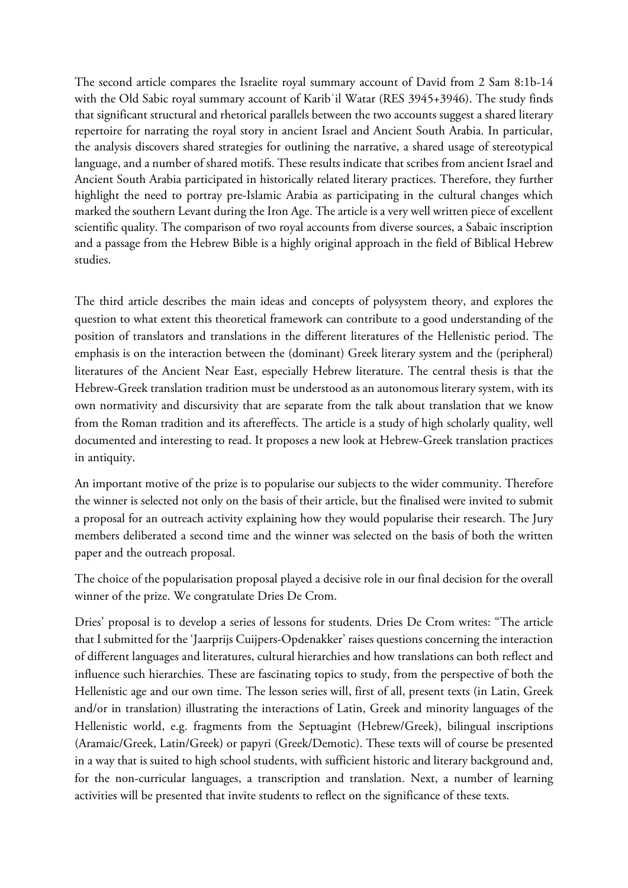The second article compares the Israelite royal summary account of David from 2 Sam 8:1b-14 with the Old Sabic royal summary account of Karibʾil Watar (RES 3945+3946). The study finds that significant structural and rhetorical parallels between the two accounts suggest a shared literary repertoire for narrating the royal story in ancient Israel and Ancient South Arabia. In particular, the analysis discovers shared strategies for outlining the narrative, a shared usage of stereotypical language, and a number of shared motifs. These results indicate that scribes from ancient Israel and Ancient South Arabia participated in historically related literary practices. Therefore, they further highlight the need to portray pre-Islamic Arabia as participating in the cultural changes which marked the southern Levant during the Iron Age. The article is a very well written piece of excellent scientific quality. The comparison of two royal accounts from diverse sources, a Sabaic inscription and a passage from the Hebrew Bible is a highly original approach in the field of Biblical Hebrew studies.

The third article describes the main ideas and concepts of polysystem theory, and explores the question to what extent this theoretical framework can contribute to a good understanding of the position of translators and translations in the different literatures of the Hellenistic period. The emphasis is on the interaction between the (dominant) Greek literary system and the (peripheral) literatures of the Ancient Near East, especially Hebrew literature. The central thesis is that the Hebrew-Greek translation tradition must be understood as an autonomous literary system, with its own normativity and discursivity that are separate from the talk about translation that we know from the Roman tradition and its aftereffects. The article is a study of high scholarly quality, well documented and interesting to read. It proposes a new look at Hebrew-Greek translation practices in antiquity.

An important motive of the prize is to popularise our subjects to the wider community. Therefore the winner is selected not only on the basis of their article, but the finalised were invited to submit a proposal for an outreach activity explaining how they would popularise their research. The Jury members deliberated a second time and the winner was selected on the basis of both the written paper and the outreach proposal.

The choice of the popularisation proposal played a decisive role in our final decision for the overall winner of the prize. We congratulate Dries De Crom.

Dries' proposal is to develop a series of lessons for students. Dries De Crom writes: "The article that I submitted for the 'Jaarprijs Cuijpers-Opdenakker' raises questions concerning the interaction of different languages and literatures, cultural hierarchies and how translations can both reflect and influence such hierarchies. These are fascinating topics to study, from the perspective of both the Hellenistic age and our own time. The lesson series will, first of all, present texts (in Latin, Greek and/or in translation) illustrating the interactions of Latin, Greek and minority languages of the Hellenistic world, e.g. fragments from the Septuagint (Hebrew/Greek), bilingual inscriptions (Aramaic/Greek, Latin/Greek) or papyri (Greek/Demotic). These texts will of course be presented in a way that is suited to high school students, with sufficient historic and literary background and, for the non-curricular languages, a transcription and translation. Next, a number of learning activities will be presented that invite students to reflect on the significance of these texts.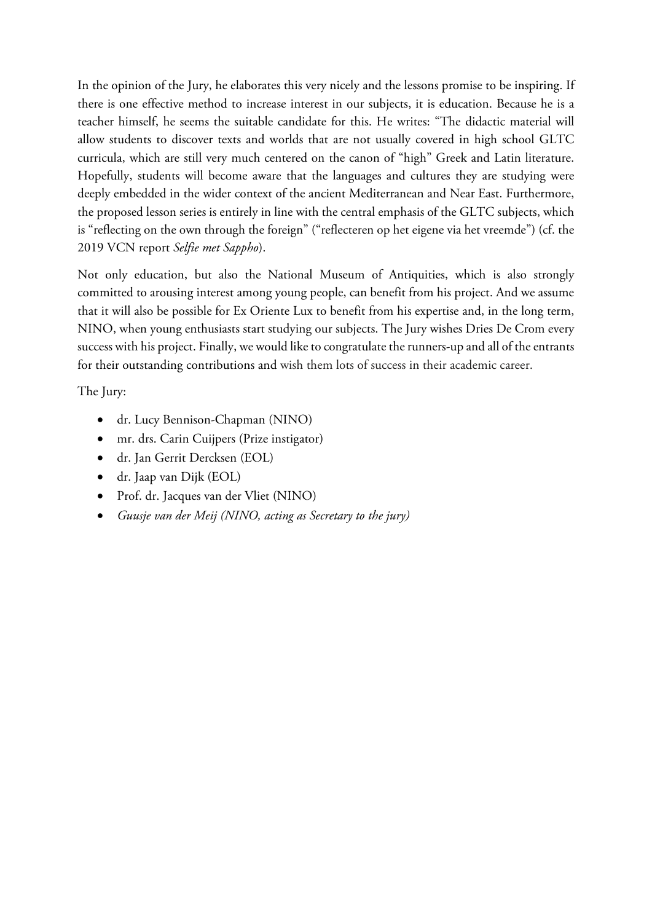In the opinion of the Jury, he elaborates this very nicely and the lessons promise to be inspiring. If there is one effective method to increase interest in our subjects, it is education. Because he is a teacher himself, he seems the suitable candidate for this. He writes: "The didactic material will allow students to discover texts and worlds that are not usually covered in high school GLTC curricula, which are still very much centered on the canon of "high" Greek and Latin literature. Hopefully, students will become aware that the languages and cultures they are studying were deeply embedded in the wider context of the ancient Mediterranean and Near East. Furthermore, the proposed lesson series is entirely in line with the central emphasis of the GLTC subjects, which is "reflecting on the own through the foreign" ("reflecteren op het eigene via het vreemde") (cf. the 2019 VCN report *Selfie met Sappho*).

Not only education, but also the National Museum of Antiquities, which is also strongly committed to arousing interest among young people, can benefit from his project. And we assume that it will also be possible for Ex Oriente Lux to benefit from his expertise and, in the long term, NINO, when young enthusiasts start studying our subjects. The Jury wishes Dries De Crom every success with his project. Finally, we would like to congratulate the runners-up and all of the entrants for their outstanding contributions and wish them lots of success in their academic career.

The Jury:

- dr. Lucy Bennison-Chapman (NINO)
- mr. drs. Carin Cuijpers (Prize instigator)
- dr. Jan Gerrit Dercksen (EOL)
- dr. Jaap van Dijk (EOL)
- Prof. dr. Jacques van der Vliet (NINO)
- *Guusje van der Meij (NINO, acting as Secretary to the jury)*